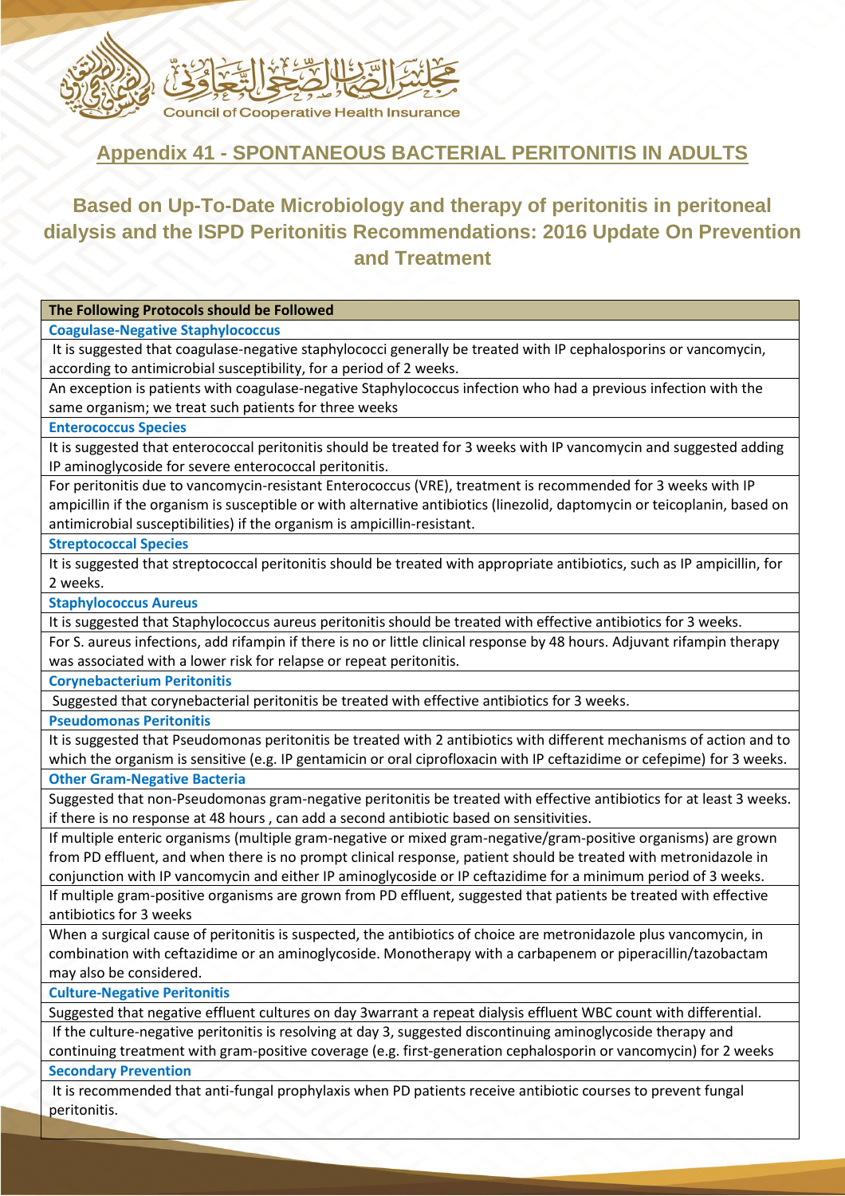## Appendix 41 - SPONTANEOUS BACTERIAL PERITONITIS IN ADULTS

### Based on Up-To-Date Microbiology and therapy of peritonitis in peritoneal dialysis and the ISPD Peritonitis Recommendations: 2016 Update On Prevention and Treatment

| The Following Protocols should be Followed |
|---|
| **Coagulase-Negative Staphylococcus** |
| It is suggested that coagulase-negative staphylococci generally be treated with IP cephalosporins or vancomycin, according to antimicrobial susceptibility, for a period of 2 weeks. |
| An exception is patients with coagulase-negative Staphylococcus infection who had a previous infection with the same organism; we treat such patients for three weeks |
| **Enterococcus Species** |
| It is suggested that enterococcal peritonitis should be treated for 3 weeks with IP vancomycin and suggested adding IP aminoglycoside for severe enterococcal peritonitis. |
| For peritonitis due to vancomycin-resistant Enterococcus (VRE), treatment is recommended for 3 weeks with IP ampicillin if the organism is susceptible or with alternative antibiotics (linezolid, daptomycin or teicoplanin, based on antimicrobial susceptibilities) if the organism is ampicillin-resistant. |
| **Streptococcal Species** |
| It is suggested that streptococcal peritonitis should be treated with appropriate antibiotics, such as IP ampicillin, for 2 weeks. |
| **Staphylococcus Aureus** |
| It is suggested that Staphylococcus aureus peritonitis should be treated with effective antibiotics for 3 weeks. |
| For S. aureus infections, add rifampin if there is no or little clinical response by 48 hours. Adjuvant rifampin therapy was associated with a lower risk for relapse or repeat peritonitis. |
| **Corynebacterium Peritonitis** |
| Suggested that corynebacterial peritonitis be treated with effective antibiotics for 3 weeks. |
| **Pseudomonas Peritonitis** |
| It is suggested that Pseudomonas peritonitis be treated with 2 antibiotics with different mechanisms of action and to which the organism is sensitive (e.g. IP gentamicin or oral ciprofloxacin with IP ceftazidime or cefepime) for 3 weeks. |
| **Other Gram-Negative Bacteria** |
| Suggested that non-Pseudomonas gram-negative peritonitis be treated with effective antibiotics for at least 3 weeks. if there is no response at 48 hours , can add a second antibiotic based on sensitivities. |
| If multiple enteric organisms (multiple gram-negative or mixed gram-negative/gram-positive organisms) are grown from PD effluent, and when there is no prompt clinical response, patient should be treated with metronidazole in conjunction with IP vancomycin and either IP aminoglycoside or IP ceftazidime for a minimum period of 3 weeks. |
| If multiple gram-positive organisms are grown from PD effluent, suggested that patients be treated with effective antibiotics for 3 weeks |
| When a surgical cause of peritonitis is suspected, the antibiotics of choice are metronidazole plus vancomycin, in combination with ceftazidime or an aminoglycoside. Monotherapy with a carbapenem or piperacillin/tazobactam may also be considered. |
| **Culture-Negative Peritonitis** |
| Suggested that negative effluent cultures on day 3warrant a repeat dialysis effluent WBC count with differential. |
| If the culture-negative peritonitis is resolving at day 3, suggested discontinuing aminoglycoside therapy and continuing treatment with gram-positive coverage (e.g. first-generation cephalosporin or vancomycin) for 2 weeks |
| **Secondary Prevention** |
| It is recommended that anti-fungal prophylaxis when PD patients receive antibiotic courses to prevent fungal peritonitis. |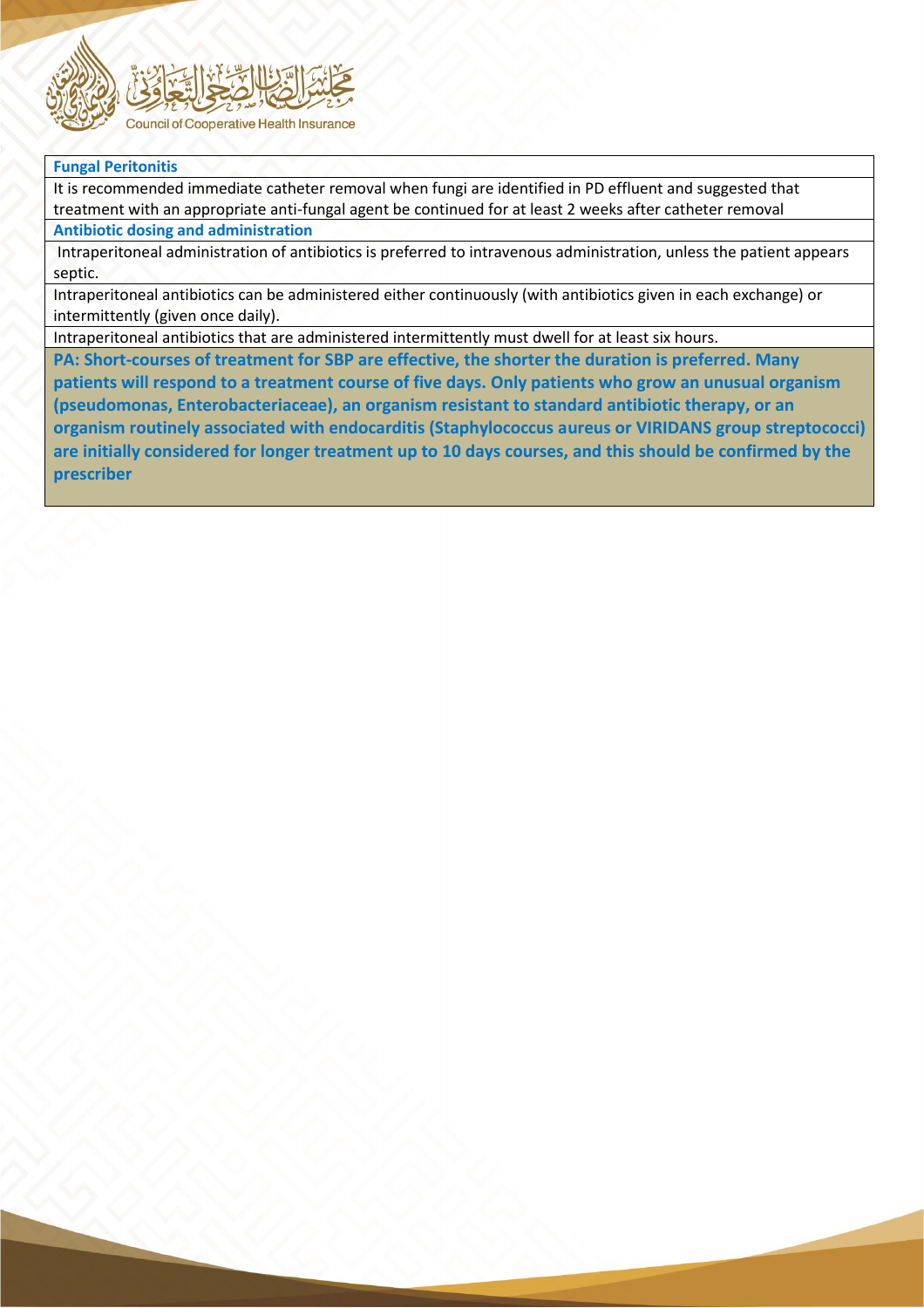**Fungal Peritonitis**

It is recommended immediate catheter removal when fungi are identified in PD effluent and suggested that treatment with an appropriate anti-fungal agent be continued for at least 2 weeks after catheter removal

**Antibiotic dosing and administration**

Intraperitoneal administration of antibiotics is preferred to intravenous administration, unless the patient appears septic.

Intraperitoneal antibiotics can be administered either continuously (with antibiotics given in each exchange) or intermittently (given once daily).

Intraperitoneal antibiotics that are administered intermittently must dwell for at least six hours.

**PA: Short-courses of treatment for SBP are effective, the shorter the duration is preferred. Many patients will respond to a treatment course of five days. Only patients who grow an unusual organism (pseudomonas, Enterobacteriaceae), an organism resistant to standard antibiotic therapy, or an organism routinely associated with endocarditis (Staphylococcus aureus or VIRIDANS group streptococci) are initially considered for longer treatment up to 10 days courses, and this should be confirmed by the prescriber**